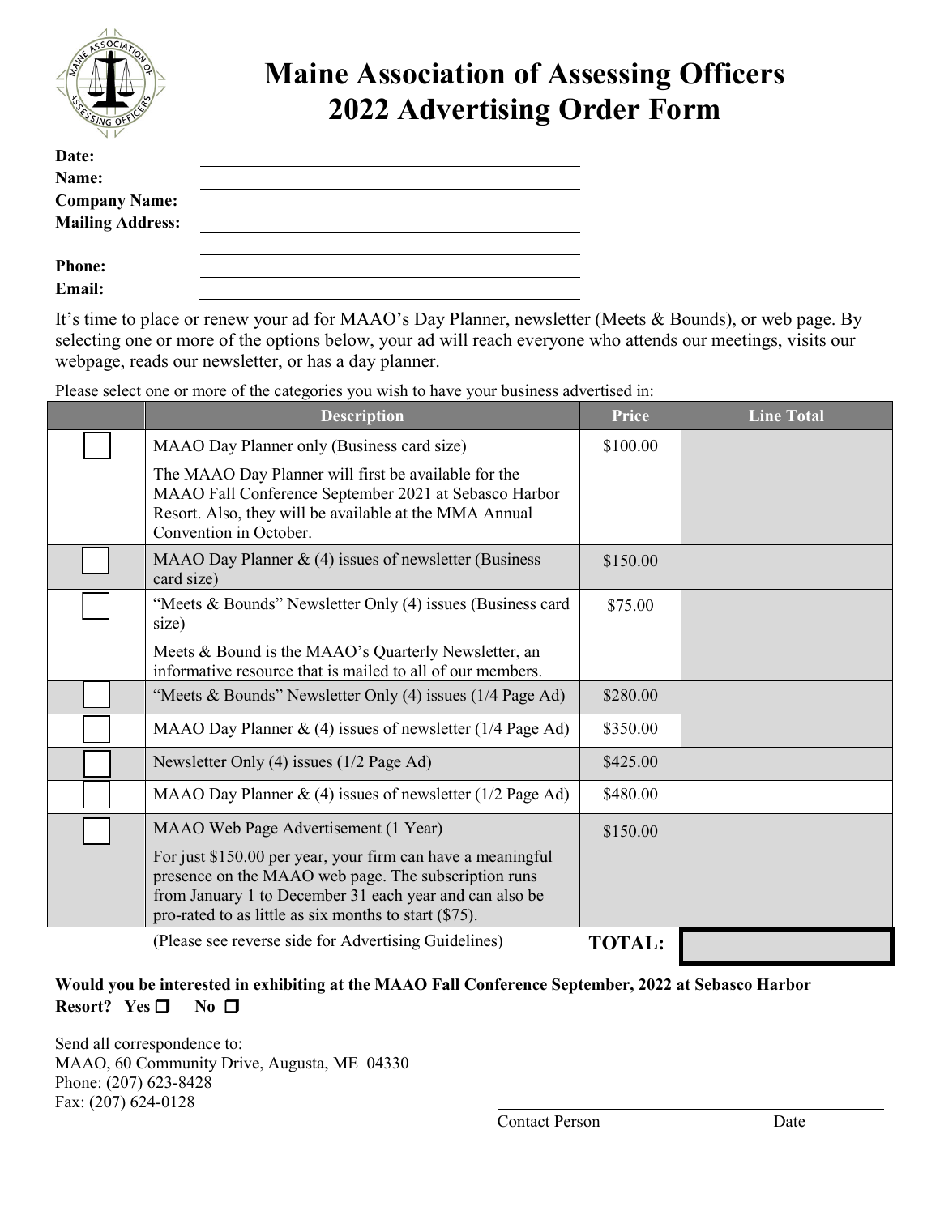# Maine Association of Assessing Officers
# 2022 Advertising Order Form

**Date:** ______________________________

**Name:** ______________________________

**Company Name:** ______________________________

**Mailing Address:** ______________________________

______________________________

**Phone:** ______________________________

**Email:** ______________________________

It's time to place or renew your ad for MAAO's Day Planner, newsletter (Meets & Bounds), or web page. By selecting one or more of the options below, your ad will reach everyone who attends our meetings, visits our webpage, reads our newsletter, or has a day planner.

Please select one or more of the categories you wish to have your business advertised in:

| | Description | Price | Line Total |
|---|---|---|---|
| ☐ | MAAO Day Planner only (Business card size)<br><br>The MAAO Day Planner will first be available for the MAAO Fall Conference September 2021 at Sebasco Harbor Resort. Also, they will be available at the MMA Annual Convention in October. | $100.00 | |
| ☐ | MAAO Day Planner & (4) issues of newsletter (Business card size) | $150.00 | |
| ☐ | "Meets & Bounds" Newsletter Only (4) issues (Business card size)<br><br>Meets & Bound is the MAAO's Quarterly Newsletter, an informative resource that is mailed to all of our members. | $75.00 | |
| ☐ | "Meets & Bounds" Newsletter Only (4) issues (1/4 Page Ad) | $280.00 | |
| ☐ | MAAO Day Planner & (4) issues of newsletter (1/4 Page Ad) | $350.00 | |
| ☐ | Newsletter Only (4) issues (1/2 Page Ad) | $425.00 | |
| ☐ | MAAO Day Planner & (4) issues of newsletter (1/2 Page Ad) | $480.00 | |
| ☐ | MAAO Web Page Advertisement (1 Year)<br><br>For just $150.00 per year, your firm can have a meaningful presence on the MAAO web page. The subscription runs from January 1 to December 31 each year and can also be pro-rated to as little as six months to start ($75). | $150.00 | |
| | (Please see reverse side for Advertising Guidelines) | **TOTAL:** | |

**Would you be interested in exhibiting at the MAAO Fall Conference September, 2022 at Sebasco Harbor Resort? Yes ☐ No ☐**

Send all correspondence to:
MAAO, 60 Community Drive, Augusta, ME 04330
Phone: (207) 623-8428
Fax: (207) 624-0128

______________________________
Contact Person Date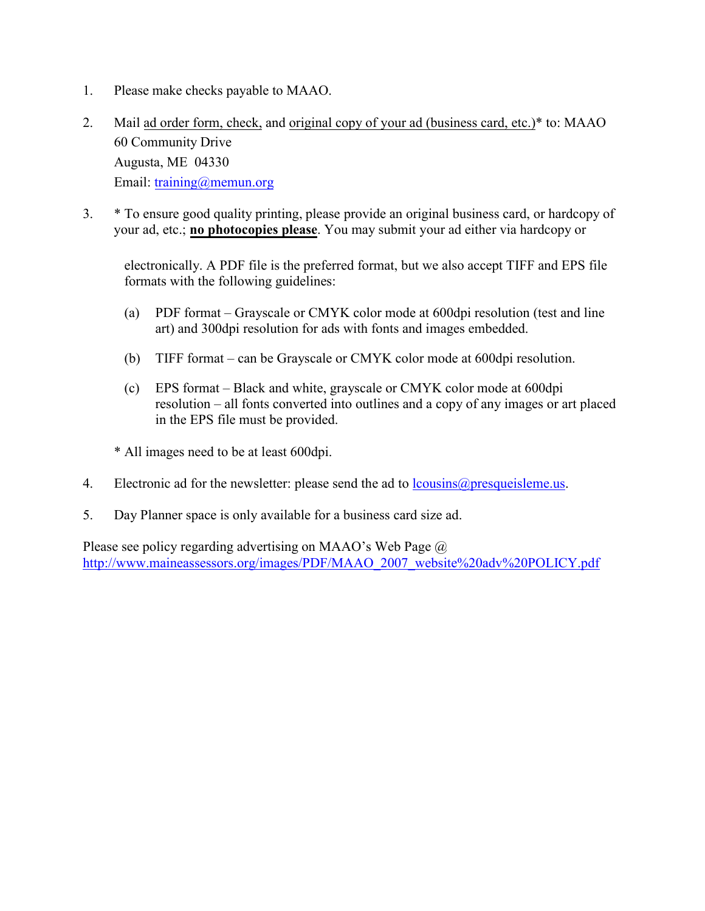1. Please make checks payable to MAAO.

2. Mail ad order form, check, and original copy of your ad (business card, etc.)* to: MAAO
   60 Community Drive
   Augusta, ME 04330
   Email: training@memun.org

3. * To ensure good quality printing, please provide an original business card, or hardcopy of your ad, etc.; **no photocopies please**. You may submit your ad either via hardcopy or

   electronically. A PDF file is the preferred format, but we also accept TIFF and EPS file formats with the following guidelines:

   (a) PDF format – Grayscale or CMYK color mode at 600dpi resolution (test and line art) and 300dpi resolution for ads with fonts and images embedded.

   (b) TIFF format – can be Grayscale or CMYK color mode at 600dpi resolution.

   (c) EPS format – Black and white, grayscale or CMYK color mode at 600dpi resolution – all fonts converted into outlines and a copy of any images or art placed in the EPS file must be provided.

   * All images need to be at least 600dpi.

4. Electronic ad for the newsletter: please send the ad to lcousins@presqueisleme.us.

5. Day Planner space is only available for a business card size ad.

Please see policy regarding advertising on MAAO's Web Page @ http://www.maineassessors.org/images/PDF/MAAO_2007_website%20adv%20POLICY.pdf